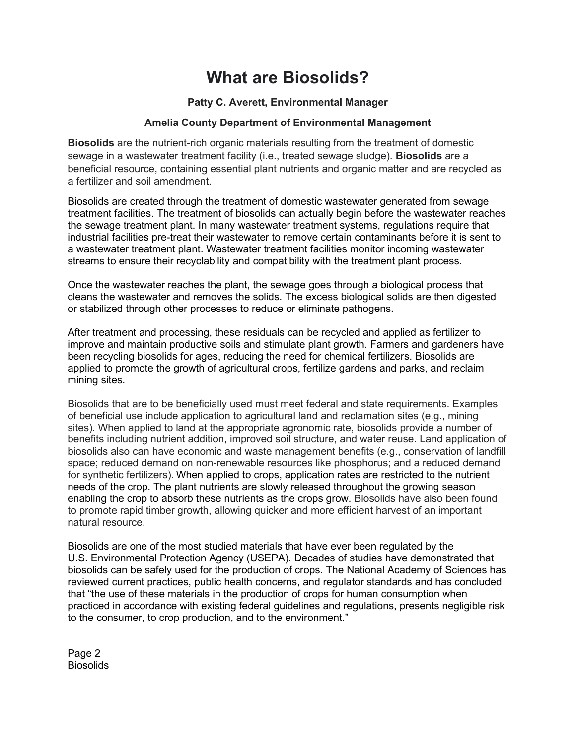# What are Biosolids?

**Patty C. Averett, Environmental Manager**

**Amelia County Department of Environmental Management**

**Biosolids** are the nutrient-rich organic materials resulting from the treatment of domestic sewage in a wastewater treatment facility (i.e., treated sewage sludge). **Biosolids** are a beneficial resource, containing essential plant nutrients and organic matter and are recycled as a fertilizer and soil amendment.

Biosolids are created through the treatment of domestic wastewater generated from sewage treatment facilities. The treatment of biosolids can actually begin before the wastewater reaches the sewage treatment plant. In many wastewater treatment systems, regulations require that industrial facilities pre-treat their wastewater to remove certain contaminants before it is sent to a wastewater treatment plant. Wastewater treatment facilities monitor incoming wastewater streams to ensure their recyclability and compatibility with the treatment plant process.

Once the wastewater reaches the plant, the sewage goes through a biological process that cleans the wastewater and removes the solids. The excess biological solids are then digested or stabilized through other processes to reduce or eliminate pathogens.

After treatment and processing, these residuals can be recycled and applied as fertilizer to improve and maintain productive soils and stimulate plant growth. Farmers and gardeners have been recycling biosolids for ages, reducing the need for chemical fertilizers. Biosolids are applied to promote the growth of agricultural crops, fertilize gardens and parks, and reclaim mining sites.

Biosolids that are to be beneficially used must meet federal and state requirements. Examples of beneficial use include application to agricultural land and reclamation sites (e.g., mining sites). When applied to land at the appropriate agronomic rate, biosolids provide a number of benefits including nutrient addition, improved soil structure, and water reuse. Land application of biosolids also can have economic and waste management benefits (e.g., conservation of landfill space; reduced demand on non-renewable resources like phosphorus; and a reduced demand for synthetic fertilizers). When applied to crops, application rates are restricted to the nutrient needs of the crop. The plant nutrients are slowly released throughout the growing season enabling the crop to absorb these nutrients as the crops grow. Biosolids have also been found to promote rapid timber growth, allowing quicker and more efficient harvest of an important natural resource.

Biosolids are one of the most studied materials that have ever been regulated by the U.S. Environmental Protection Agency (USEPA). Decades of studies have demonstrated that biosolids can be safely used for the production of crops. The National Academy of Sciences has reviewed current practices, public health concerns, and regulator standards and has concluded that "the use of these materials in the production of crops for human consumption when practiced in accordance with existing federal guidelines and regulations, presents negligible risk to the consumer, to crop production, and to the environment."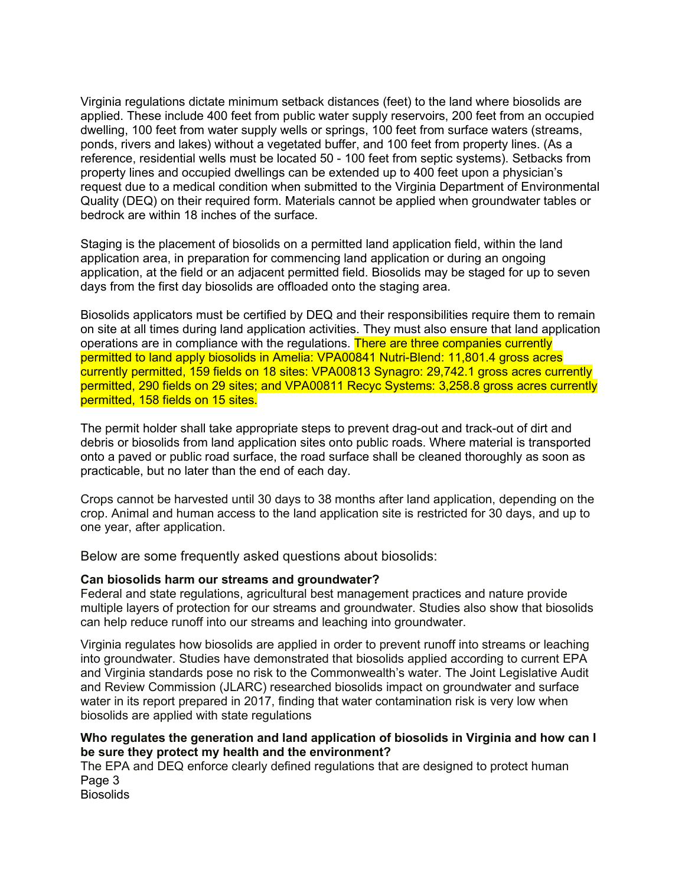Virginia regulations dictate minimum setback distances (feet) to the land where biosolids are applied. These include 400 feet from public water supply reservoirs, 200 feet from an occupied dwelling, 100 feet from water supply wells or springs, 100 feet from surface waters (streams, ponds, rivers and lakes) without a vegetated buffer, and 100 feet from property lines. (As a reference, residential wells must be located 50 - 100 feet from septic systems). Setbacks from property lines and occupied dwellings can be extended up to 400 feet upon a physician's request due to a medical condition when submitted to the Virginia Department of Environmental Quality (DEQ) on their required form. Materials cannot be applied when groundwater tables or bedrock are within 18 inches of the surface.

Staging is the placement of biosolids on a permitted land application field, within the land application area, in preparation for commencing land application or during an ongoing application, at the field or an adjacent permitted field. Biosolids may be staged for up to seven days from the first day biosolids are offloaded onto the staging area.

Biosolids applicators must be certified by DEQ and their responsibilities require them to remain on site at all times during land application activities. They must also ensure that land application operations are in compliance with the regulations. There are three companies currently permitted to land apply biosolids in Amelia: VPA00841 Nutri-Blend: 11,801.4 gross acres currently permitted, 159 fields on 18 sites: VPA00813 Synagro: 29,742.1 gross acres currently permitted, 290 fields on 29 sites; and VPA00811 Recyc Systems: 3,258.8 gross acres currently permitted, 158 fields on 15 sites.

The permit holder shall take appropriate steps to prevent drag-out and track-out of dirt and debris or biosolids from land application sites onto public roads. Where material is transported onto a paved or public road surface, the road surface shall be cleaned thoroughly as soon as practicable, but no later than the end of each day.

Crops cannot be harvested until 30 days to 38 months after land application, depending on the crop. Animal and human access to the land application site is restricted for 30 days, and up to one year, after application.

Below are some frequently asked questions about biosolids:

**Can biosolids harm our streams and groundwater?**
Federal and state regulations, agricultural best management practices and nature provide multiple layers of protection for our streams and groundwater. Studies also show that biosolids can help reduce runoff into our streams and leaching into groundwater.

Virginia regulates how biosolids are applied in order to prevent runoff into streams or leaching into groundwater. Studies have demonstrated that biosolids applied according to current EPA and Virginia standards pose no risk to the Commonwealth's water. The Joint Legislative Audit and Review Commission (JLARC) researched biosolids impact on groundwater and surface water in its report prepared in 2017, finding that water contamination risk is very low when biosolids are applied with state regulations

**Who regulates the generation and land application of biosolids in Virginia and how can I be sure they protect my health and the environment?**
The EPA and DEQ enforce clearly defined regulations that are designed to protect human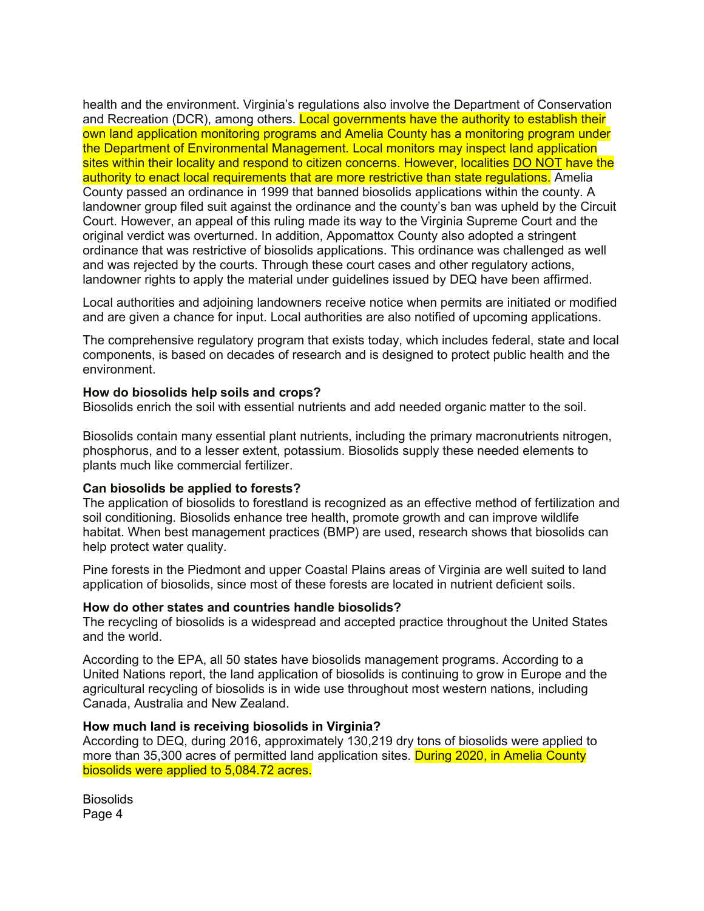health and the environment. Virginia's regulations also involve the Department of Conservation and Recreation (DCR), among others. Local governments have the authority to establish their own land application monitoring programs and Amelia County has a monitoring program under the Department of Environmental Management. Local monitors may inspect land application sites within their locality and respond to citizen concerns. However, localities DO NOT have the authority to enact local requirements that are more restrictive than state regulations. Amelia County passed an ordinance in 1999 that banned biosolids applications within the county. A landowner group filed suit against the ordinance and the county's ban was upheld by the Circuit Court. However, an appeal of this ruling made its way to the Virginia Supreme Court and the original verdict was overturned. In addition, Appomattox County also adopted a stringent ordinance that was restrictive of biosolids applications. This ordinance was challenged as well and was rejected by the courts. Through these court cases and other regulatory actions, landowner rights to apply the material under guidelines issued by DEQ have been affirmed.

Local authorities and adjoining landowners receive notice when permits are initiated or modified and are given a chance for input. Local authorities are also notified of upcoming applications.

The comprehensive regulatory program that exists today, which includes federal, state and local components, is based on decades of research and is designed to protect public health and the environment.

**How do biosolids help soils and crops?**
Biosolids enrich the soil with essential nutrients and add needed organic matter to the soil.

Biosolids contain many essential plant nutrients, including the primary macronutrients nitrogen, phosphorus, and to a lesser extent, potassium. Biosolids supply these needed elements to plants much like commercial fertilizer.

**Can biosolids be applied to forests?**
The application of biosolids to forestland is recognized as an effective method of fertilization and soil conditioning. Biosolids enhance tree health, promote growth and can improve wildlife habitat. When best management practices (BMP) are used, research shows that biosolids can help protect water quality.

Pine forests in the Piedmont and upper Coastal Plains areas of Virginia are well suited to land application of biosolids, since most of these forests are located in nutrient deficient soils.

**How do other states and countries handle biosolids?**
The recycling of biosolids is a widespread and accepted practice throughout the United States and the world.

According to the EPA, all 50 states have biosolids management programs. According to a United Nations report, the land application of biosolids is continuing to grow in Europe and the agricultural recycling of biosolids is in wide use throughout most western nations, including Canada, Australia and New Zealand.

**How much land is receiving biosolids in Virginia?**
According to DEQ, during 2016, approximately 130,219 dry tons of biosolids were applied to more than 35,300 acres of permitted land application sites. During 2020, in Amelia County biosolids were applied to 5,084.72 acres.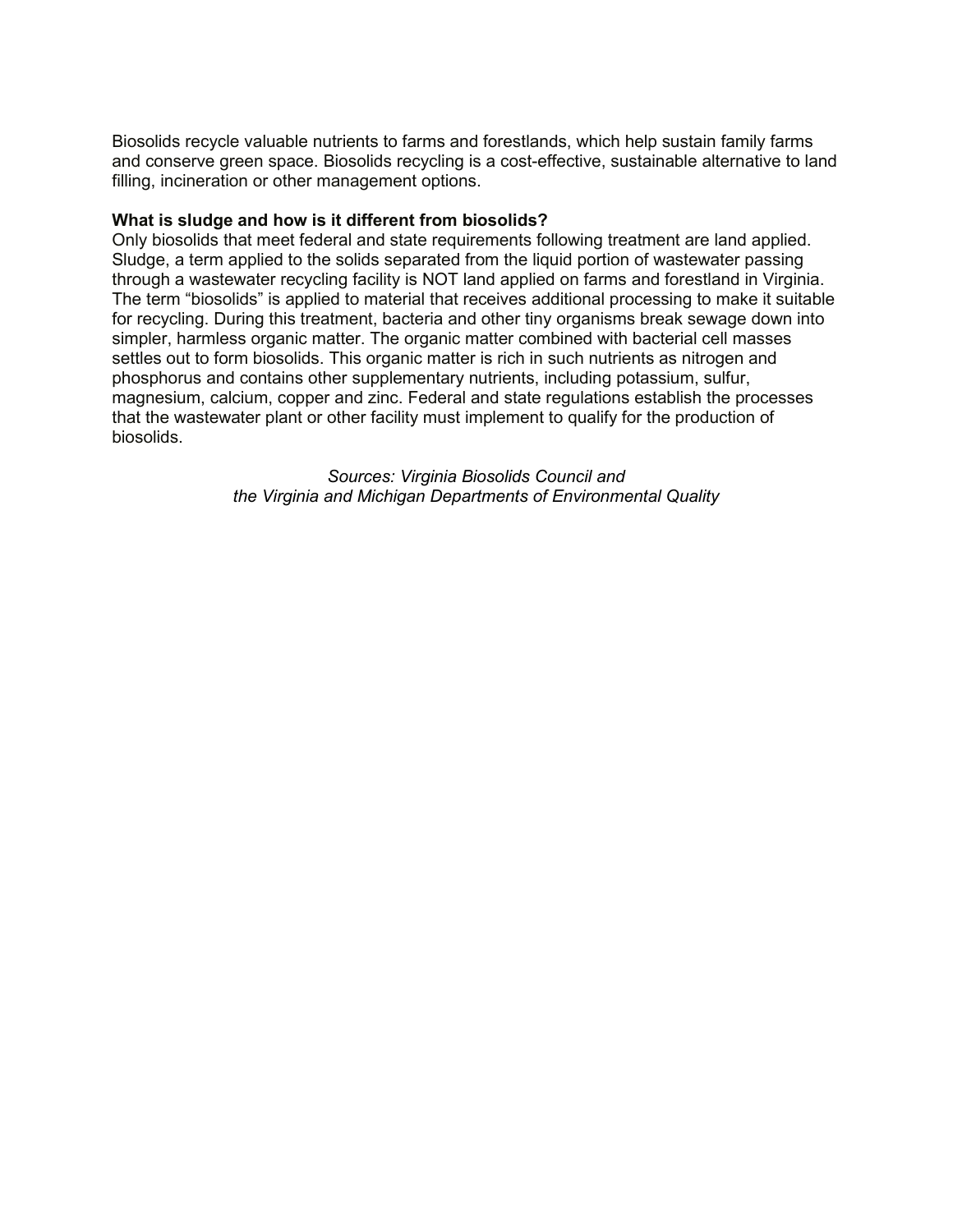Biosolids recycle valuable nutrients to farms and forestlands, which help sustain family farms and conserve green space. Biosolids recycling is a cost-effective, sustainable alternative to land filling, incineration or other management options.

**What is sludge and how is it different from biosolids?**

Only biosolids that meet federal and state requirements following treatment are land applied. Sludge, a term applied to the solids separated from the liquid portion of wastewater passing through a wastewater recycling facility is NOT land applied on farms and forestland in Virginia. The term “biosolids” is applied to material that receives additional processing to make it suitable for recycling. During this treatment, bacteria and other tiny organisms break sewage down into simpler, harmless organic matter. The organic matter combined with bacterial cell masses settles out to form biosolids. This organic matter is rich in such nutrients as nitrogen and phosphorus and contains other supplementary nutrients, including potassium, sulfur, magnesium, calcium, copper and zinc. Federal and state regulations establish the processes that the wastewater plant or other facility must implement to qualify for the production of biosolids.

*Sources: Virginia Biosolids Council and the Virginia and Michigan Departments of Environmental Quality*